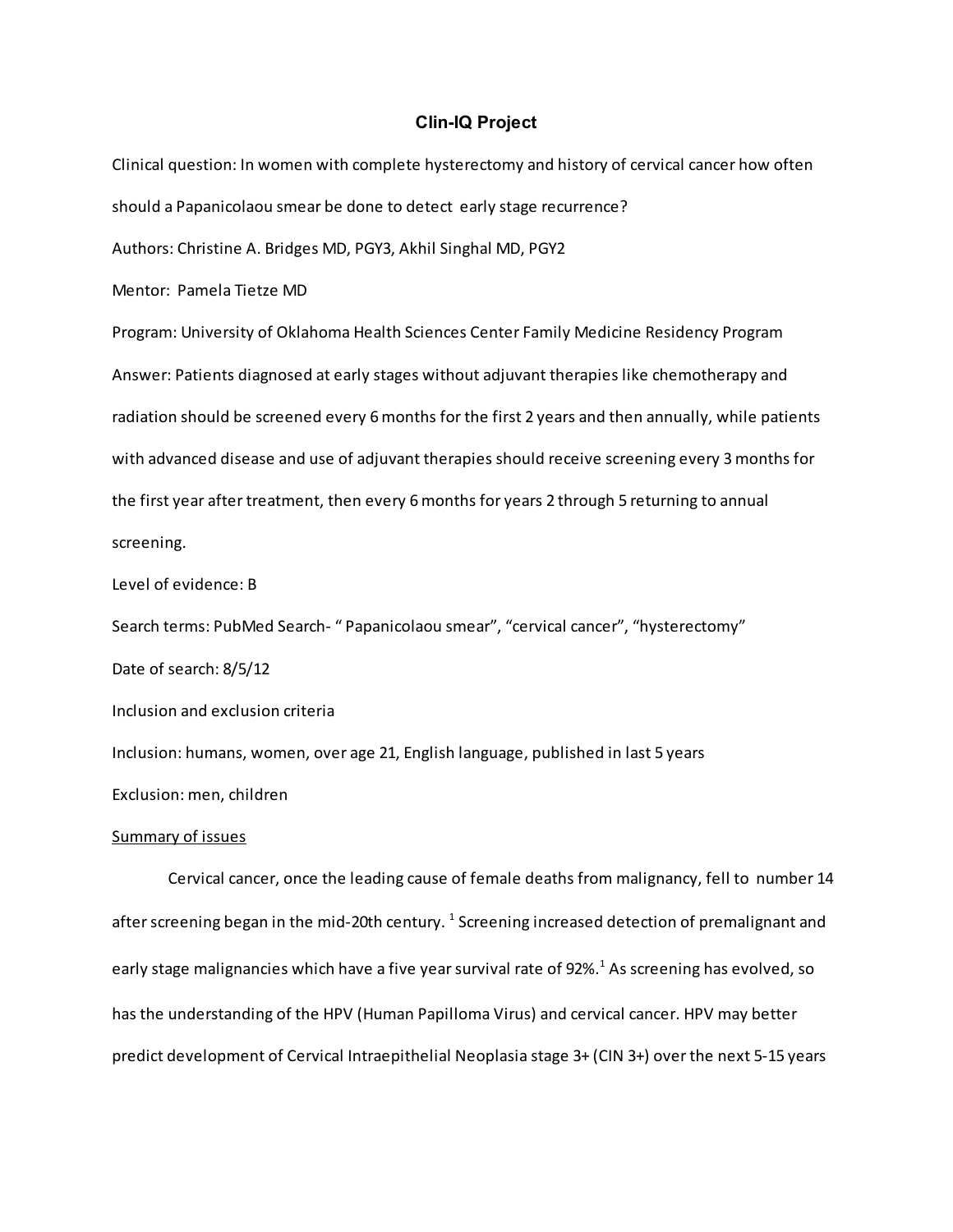# Clin-IQ Project

Clinical question: In women with complete hysterectomy and history of cervical cancer how often should a Papanicolaou smear be done to detect early stage recurrence?

Authors: Christine A. Bridges MD, PGY3, Akhil Singhal MD, PGY2

Mentor: Pamela Tietze MD

Program: University of Oklahoma Health Sciences Center Family Medicine Residency Program

Answer: Patients diagnosed at early stages without adjuvant therapies like chemotherapy and radiation should be screened every 6 months for the first 2 years and then annually, while patients with advanced disease and use of adjuvant therapies should receive screening every 3 months for the first year after treatment, then every 6 months for years 2 through 5 returning to annual screening.

Level of evidence: B

Search terms: PubMed Search- " Papanicolaou smear", "cervical cancer", "hysterectomy"

Date of search: 8/5/12

Inclusion and exclusion criteria

Inclusion: humans, women, over age 21, English language, published in last 5 years

Exclusion: men, children

<u>Summary of issues</u>

Cervical cancer, once the leading cause of female deaths from malignancy, fell to number 14 after screening began in the mid-20th century. [1] Screening increased detection of premalignant and early stage malignancies which have a five year survival rate of 92%.[1] As screening has evolved, so has the understanding of the HPV (Human Papilloma Virus) and cervical cancer. HPV may better predict development of Cervical Intraepithelial Neoplasia stage 3+ (CIN 3+) over the next 5-15 years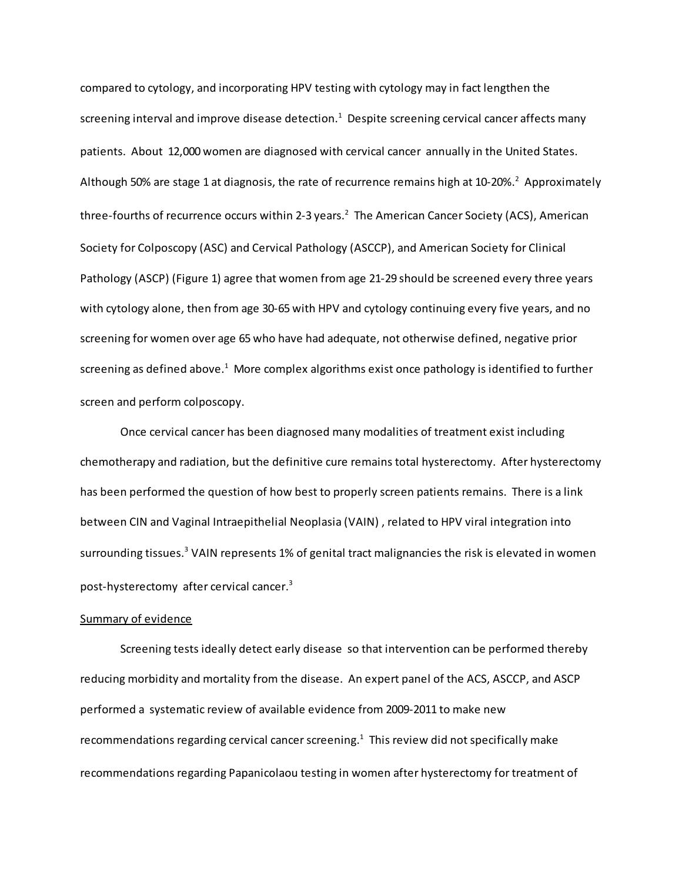compared to cytology, and incorporating HPV testing with cytology may in fact lengthen the screening interval and improve disease detection.[1] Despite screening cervical cancer affects many patients. About 12,000 women are diagnosed with cervical cancer annually in the United States. Although 50% are stage 1 at diagnosis, the rate of recurrence remains high at 10-20%.[2] Approximately three-fourths of recurrence occurs within 2-3 years.[2] The American Cancer Society (ACS), American Society for Colposcopy (ASC) and Cervical Pathology (ASCCP), and American Society for Clinical Pathology (ASCP) (Figure 1) agree that women from age 21-29 should be screened every three years with cytology alone, then from age 30-65 with HPV and cytology continuing every five years, and no screening for women over age 65 who have had adequate, not otherwise defined, negative prior screening as defined above.[1] More complex algorithms exist once pathology is identified to further screen and perform colposcopy.

Once cervical cancer has been diagnosed many modalities of treatment exist including chemotherapy and radiation, but the definitive cure remains total hysterectomy. After hysterectomy has been performed the question of how best to properly screen patients remains. There is a link between CIN and Vaginal Intraepithelial Neoplasia (VAIN) , related to HPV viral integration into surrounding tissues.[3] VAIN represents 1% of genital tract malignancies the risk is elevated in women post-hysterectomy after cervical cancer.[3]

<u>Summary of evidence</u>

Screening tests ideally detect early disease so that intervention can be performed thereby reducing morbidity and mortality from the disease. An expert panel of the ACS, ASCCP, and ASCP performed a systematic review of available evidence from 2009-2011 to make new recommendations regarding cervical cancer screening.[1] This review did not specifically make recommendations regarding Papanicolaou testing in women after hysterectomy for treatment of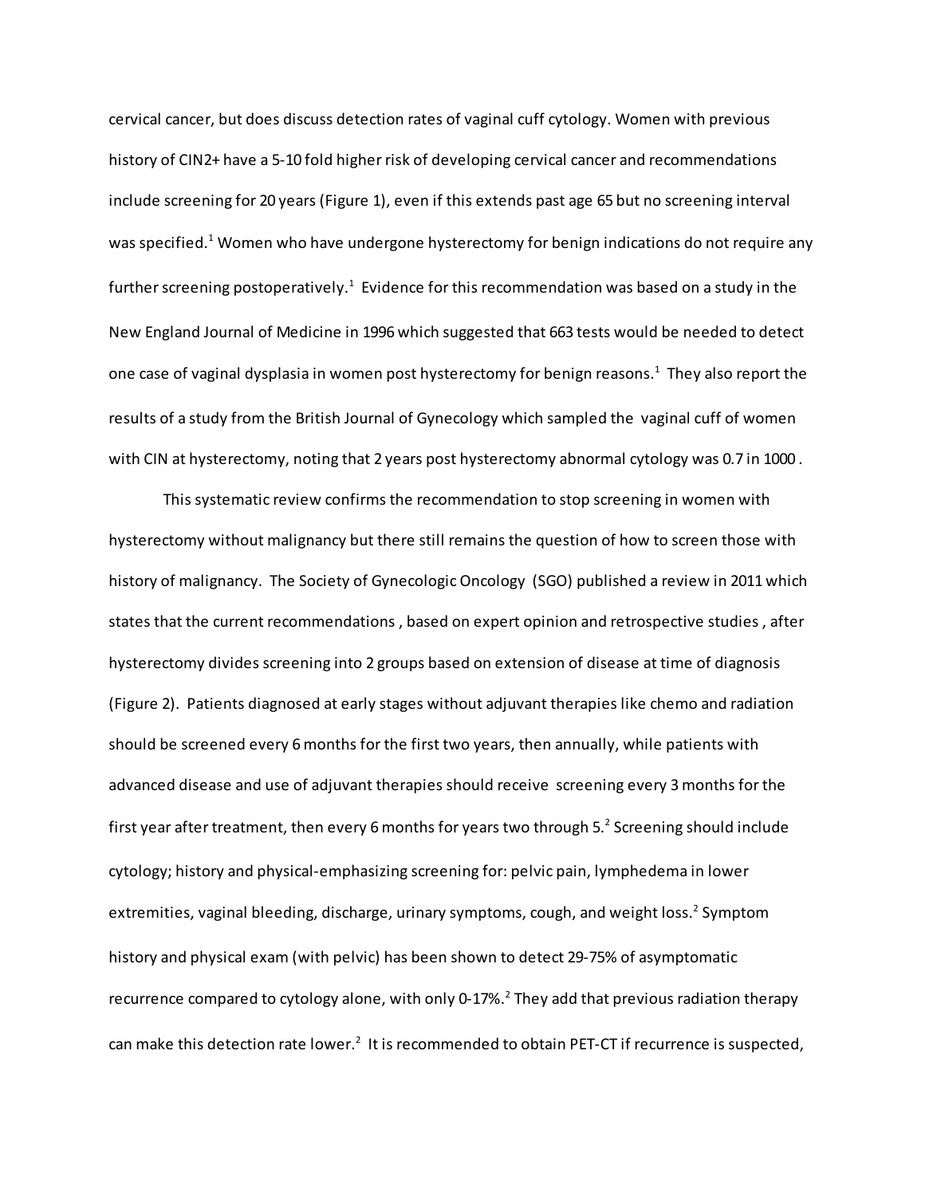cervical cancer, but does discuss detection rates of vaginal cuff cytology. Women with previous history of CIN2+ have a 5-10 fold higher risk of developing cervical cancer and recommendations include screening for 20 years (Figure 1), even if this extends past age 65 but no screening interval was specified.[1] Women who have undergone hysterectomy for benign indications do not require any further screening postoperatively.[1] Evidence for this recommendation was based on a study in the New England Journal of Medicine in 1996 which suggested that 663 tests would be needed to detect one case of vaginal dysplasia in women post hysterectomy for benign reasons.[1] They also report the results of a study from the British Journal of Gynecology which sampled the vaginal cuff of women with CIN at hysterectomy, noting that 2 years post hysterectomy abnormal cytology was 0.7 in 1000 .

This systematic review confirms the recommendation to stop screening in women with hysterectomy without malignancy but there still remains the question of how to screen those with history of malignancy. The Society of Gynecologic Oncology (SGO) published a review in 2011 which states that the current recommendations , based on expert opinion and retrospective studies , after hysterectomy divides screening into 2 groups based on extension of disease at time of diagnosis (Figure 2). Patients diagnosed at early stages without adjuvant therapies like chemo and radiation should be screened every 6 months for the first two years, then annually, while patients with advanced disease and use of adjuvant therapies should receive screening every 3 months for the first year after treatment, then every 6 months for years two through 5.[2] Screening should include cytology; history and physical-emphasizing screening for: pelvic pain, lymphedema in lower extremities, vaginal bleeding, discharge, urinary symptoms, cough, and weight loss.[2] Symptom history and physical exam (with pelvic) has been shown to detect 29-75% of asymptomatic recurrence compared to cytology alone, with only 0-17%.[2] They add that previous radiation therapy can make this detection rate lower.[2] It is recommended to obtain PET-CT if recurrence is suspected,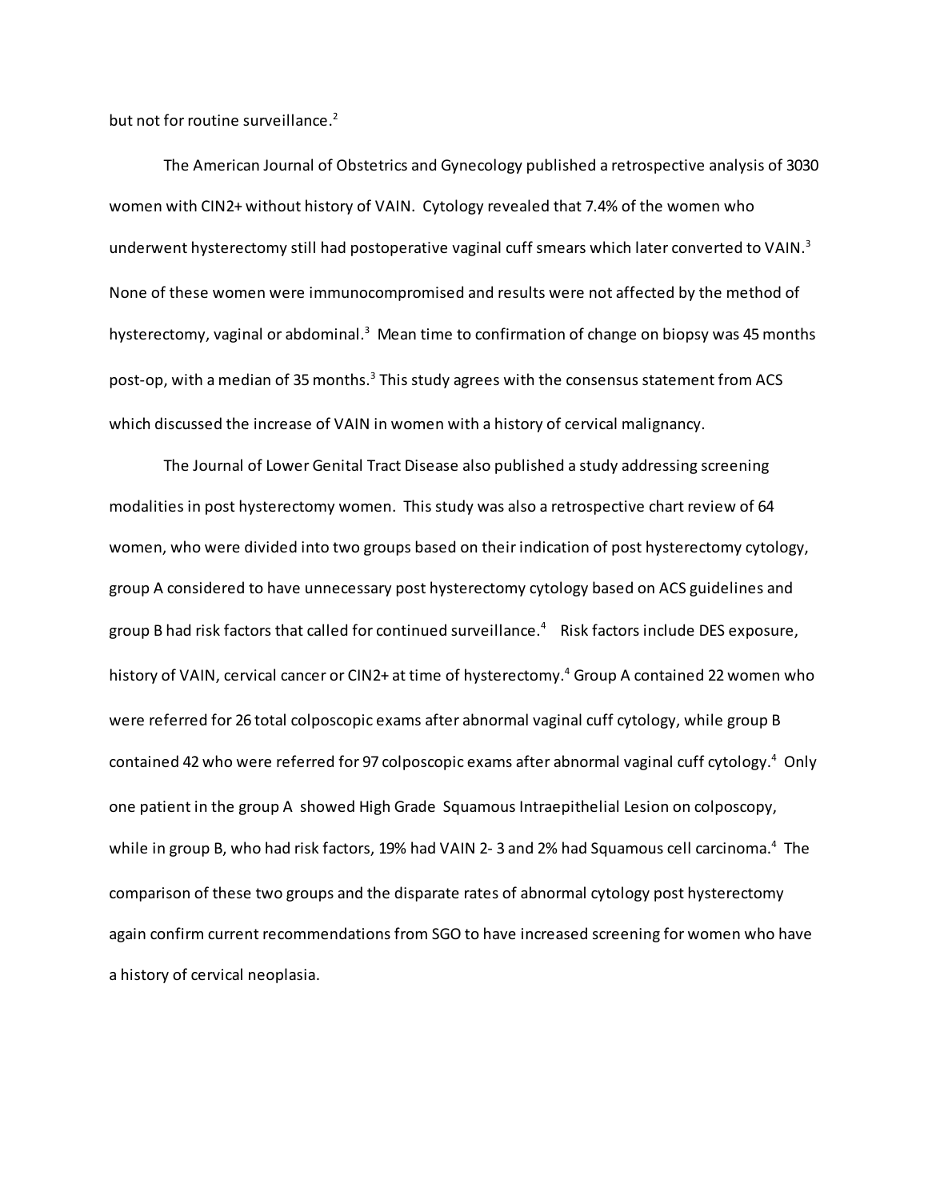but not for routine surveillance.[2]

The American Journal of Obstetrics and Gynecology published a retrospective analysis of 3030 women with CIN2+ without history of VAIN. Cytology revealed that 7.4% of the women who underwent hysterectomy still had postoperative vaginal cuff smears which later converted to VAIN.[3] None of these women were immunocompromised and results were not affected by the method of hysterectomy, vaginal or abdominal.[3] Mean time to confirmation of change on biopsy was 45 months post-op, with a median of 35 months.[3] This study agrees with the consensus statement from ACS which discussed the increase of VAIN in women with a history of cervical malignancy.

The Journal of Lower Genital Tract Disease also published a study addressing screening modalities in post hysterectomy women. This study was also a retrospective chart review of 64 women, who were divided into two groups based on their indication of post hysterectomy cytology, group A considered to have unnecessary post hysterectomy cytology based on ACS guidelines and group B had risk factors that called for continued surveillance.[4] Risk factors include DES exposure, history of VAIN, cervical cancer or CIN2+ at time of hysterectomy.[4] Group A contained 22 women who were referred for 26 total colposcopic exams after abnormal vaginal cuff cytology, while group B contained 42 who were referred for 97 colposcopic exams after abnormal vaginal cuff cytology.[4] Only one patient in the group A showed High Grade Squamous Intraepithelial Lesion on colposcopy, while in group B, who had risk factors, 19% had VAIN 2- 3 and 2% had Squamous cell carcinoma.[4] The comparison of these two groups and the disparate rates of abnormal cytology post hysterectomy again confirm current recommendations from SGO to have increased screening for women who have a history of cervical neoplasia.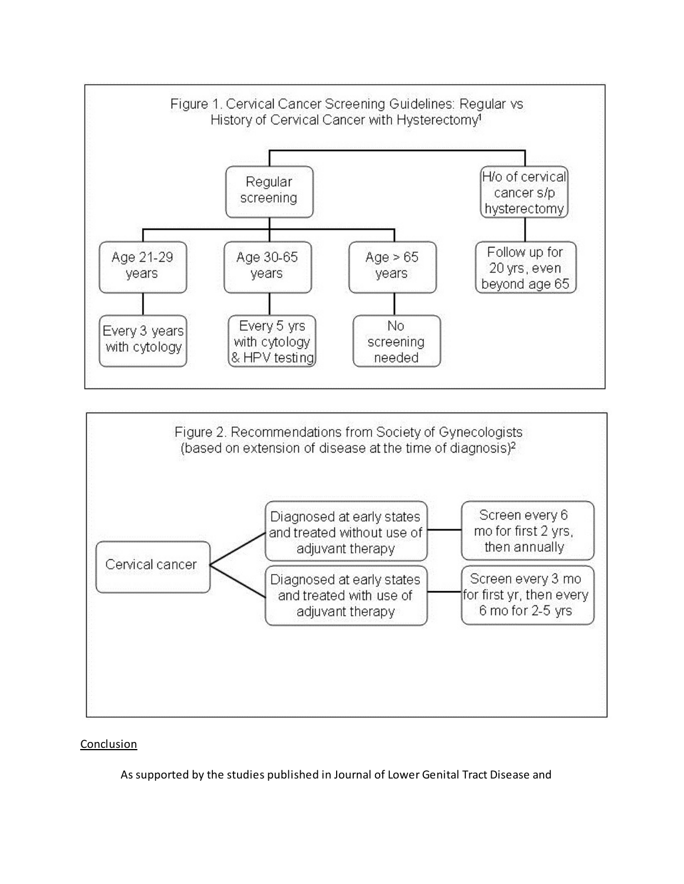Figure 1. Cervical Cancer Screening Guidelines: Regular vs History of Cervical Cancer with Hysterectomy[1]

- Regular screening
  - Age 21-29 years
    - Every 3 years with cytology
  - Age 30-65 years
    - Every 5 yrs with cytology & HPV testing
  - Age > 65 years
    - No screening needed
- H/o of cervical cancer s/p hysterectomy
  - Follow up for 20 yrs, even beyond age 65

Figure 2. Recommendations from Society of Gynecologists (based on extension of disease at the time of diagnosis)[2]

- Cervical cancer
  - Diagnosed at early states and treated without use of adjuvant therapy
    - Screen every 6 mo for first 2 yrs, then annually
  - Diagnosed at early states and treated with use of adjuvant therapy
    - Screen every 3 mo for first yr, then every 6 mo for 2-5 yrs

<u>Conclusion</u>

As supported by the studies published in Journal of Lower Genital Tract Disease and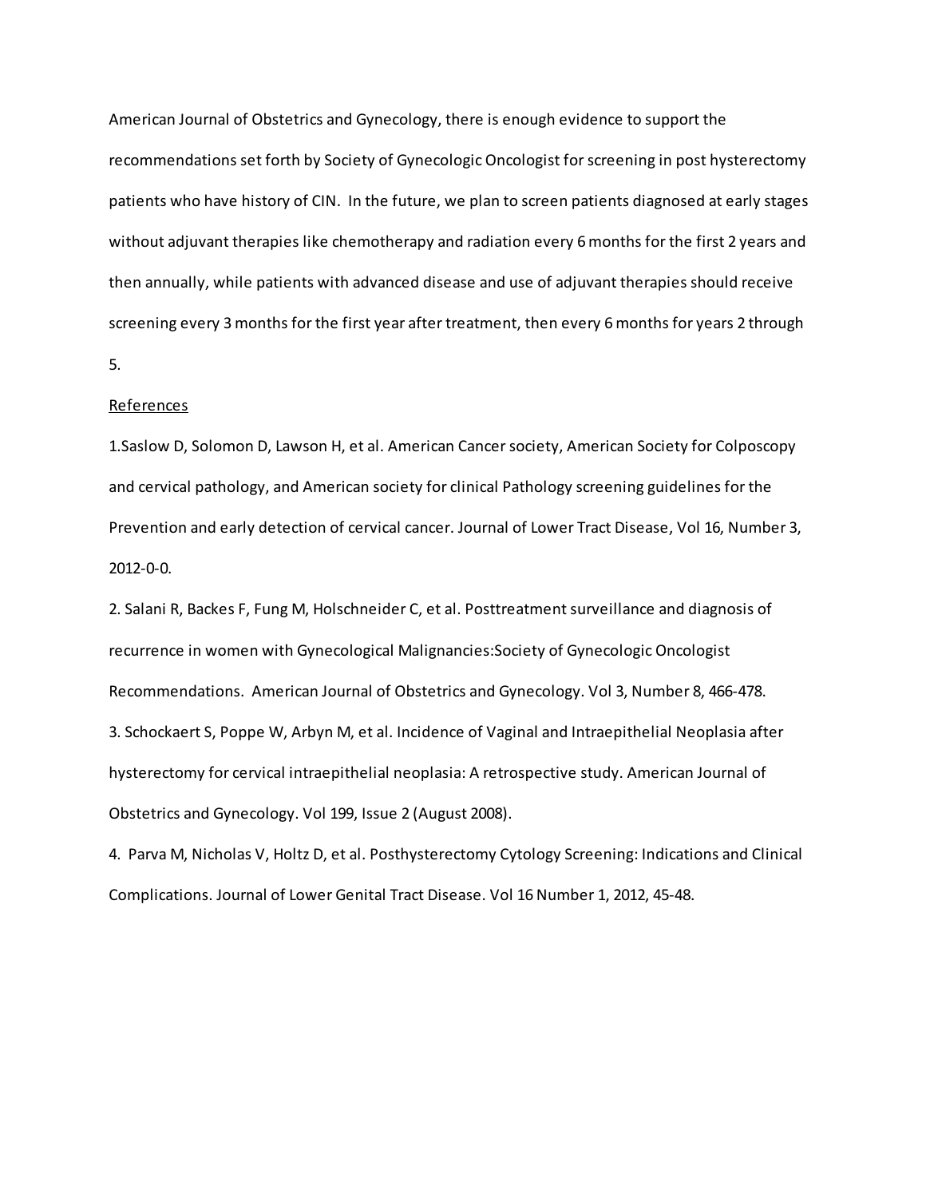American Journal of Obstetrics and Gynecology, there is enough evidence to support the recommendations set forth by Society of Gynecologic Oncologist for screening in post hysterectomy patients who have history of CIN. In the future, we plan to screen patients diagnosed at early stages without adjuvant therapies like chemotherapy and radiation every 6 months for the first 2 years and then annually, while patients with advanced disease and use of adjuvant therapies should receive screening every 3 months for the first year after treatment, then every 6 months for years 2 through 5.

## References

1.Saslow D, Solomon D, Lawson H, et al. American Cancer society, American Society for Colposcopy and cervical pathology, and American society for clinical Pathology screening guidelines for the Prevention and early detection of cervical cancer. Journal of Lower Tract Disease, Vol 16, Number 3, 2012-0-0.

2. Salani R, Backes F, Fung M, Holschneider C, et al. Posttreatment surveillance and diagnosis of recurrence in women with Gynecological Malignancies:Society of Gynecologic Oncologist Recommendations. American Journal of Obstetrics and Gynecology. Vol 3, Number 8, 466-478.

3. Schockaert S, Poppe W, Arbyn M, et al. Incidence of Vaginal and Intraepithelial Neoplasia after hysterectomy for cervical intraepithelial neoplasia: A retrospective study. American Journal of Obstetrics and Gynecology. Vol 199, Issue 2 (August 2008).

4. Parva M, Nicholas V, Holtz D, et al. Posthysterectomy Cytology Screening: Indications and Clinical Complications. Journal of Lower Genital Tract Disease. Vol 16 Number 1, 2012, 45-48.